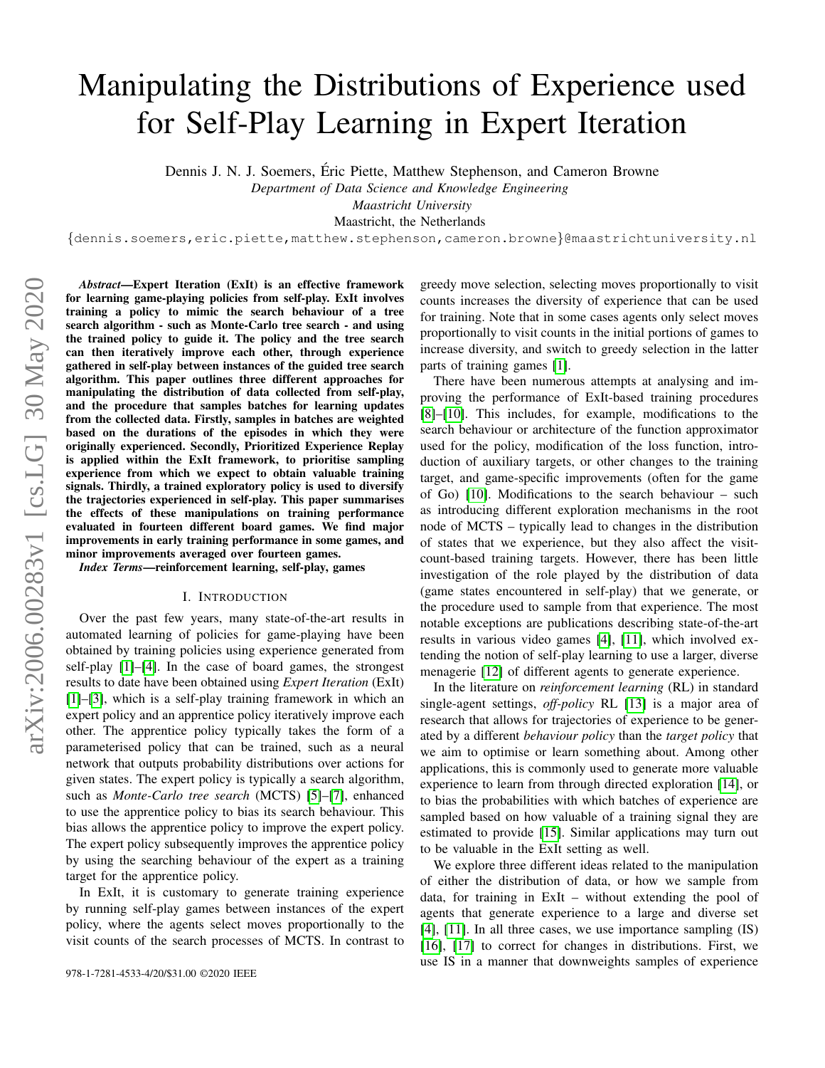# Manipulating the Distributions of Experience used for Self-Play Learning in Expert Iteration

Dennis J. N. J. Soemers, Éric Piette, Matthew Stephenson, and Cameron Browne

*Department of Data Science and Knowledge Engineering*

*Maastricht University*

Maastricht, the Netherlands

{dennis.soemers,eric.piette,matthew.stephenson,cameron.browne}@maastrichtuniversity.nl

***Abstract*—Expert Iteration (ExIt) is an effective framework for learning game-playing policies from self-play. ExIt involves training a policy to mimic the search behaviour of a tree search algorithm - such as Monte-Carlo tree search - and using the trained policy to guide it. The policy and the tree search can then iteratively improve each other, through experience gathered in self-play between instances of the guided tree search algorithm. This paper outlines three different approaches for manipulating the distribution of data collected from self-play, and the procedure that samples batches for learning updates from the collected data. Firstly, samples in batches are weighted based on the durations of the episodes in which they were originally experienced. Secondly, Prioritized Experience Replay is applied within the ExIt framework, to prioritise sampling experience from which we expect to obtain valuable training signals. Thirdly, a trained exploratory policy is used to diversify the trajectories experienced in self-play. This paper summarises the effects of these manipulations on training performance evaluated in fourteen different board games. We find major improvements in early training performance in some games, and minor improvements averaged over fourteen games.**

***Index Terms*—reinforcement learning, self-play, games**

## I. Introduction

Over the past few years, many state-of-the-art results in automated learning of policies for game-playing have been obtained by training policies using experience generated from self-play [1]–[4]. In the case of board games, the strongest results to date have been obtained using *Expert Iteration* (ExIt) [1]–[3], which is a self-play training framework in which an expert policy and an apprentice policy iteratively improve each other. The apprentice policy typically takes the form of a parameterised policy that can be trained, such as a neural network that outputs probability distributions over actions for given states. The expert policy is typically a search algorithm, such as *Monte-Carlo tree search* (MCTS) [5]–[7], enhanced to use the apprentice policy to bias its search behaviour. This bias allows the apprentice policy to improve the expert policy. The expert policy subsequently improves the apprentice policy by using the searching behaviour of the expert as a training target for the apprentice policy.

In ExIt, it is customary to generate training experience by running self-play games between instances of the expert policy, where the agents select moves proportionally to the visit counts of the search processes of MCTS. In contrast to greedy move selection, selecting moves proportionally to visit counts increases the diversity of experience that can be used for training. Note that in some cases agents only select moves proportionally to visit counts in the initial portions of games to increase diversity, and switch to greedy selection in the latter parts of training games [1].

There have been numerous attempts at analysing and improving the performance of ExIt-based training procedures [8]–[10]. This includes, for example, modifications to the search behaviour or architecture of the function approximator used for the policy, modification of the loss function, introduction of auxiliary targets, or other changes to the training target, and game-specific improvements (often for the game of Go) [10]. Modifications to the search behaviour – such as introducing different exploration mechanisms in the root node of MCTS – typically lead to changes in the distribution of states that we experience, but they also affect the visit-count-based training targets. However, there has been little investigation of the role played by the distribution of data (game states encountered in self-play) that we generate, or the procedure used to sample from that experience. The most notable exceptions are publications describing state-of-the-art results in various video games [4], [11], which involved extending the notion of self-play learning to use a larger, diverse menagerie [12] of different agents to generate experience.

In the literature on *reinforcement learning* (RL) in standard single-agent settings, *off-policy* RL [13] is a major area of research that allows for trajectories of experience to be generated by a different *behaviour policy* than the *target policy* that we aim to optimise or learn something about. Among other applications, this is commonly used to generate more valuable experience to learn from through directed exploration [14], or to bias the probabilities with which batches of experience are sampled based on how valuable of a training signal they are estimated to provide [15]. Similar applications may turn out to be valuable in the ExIt setting as well.

We explore three different ideas related to the manipulation of either the distribution of data, or how we sample from data, for training in ExIt – without extending the pool of agents that generate experience to a large and diverse set [4], [11]. In all three cases, we use importance sampling (IS) [16], [17] to correct for changes in distributions. First, we use IS in a manner that downweights samples of experience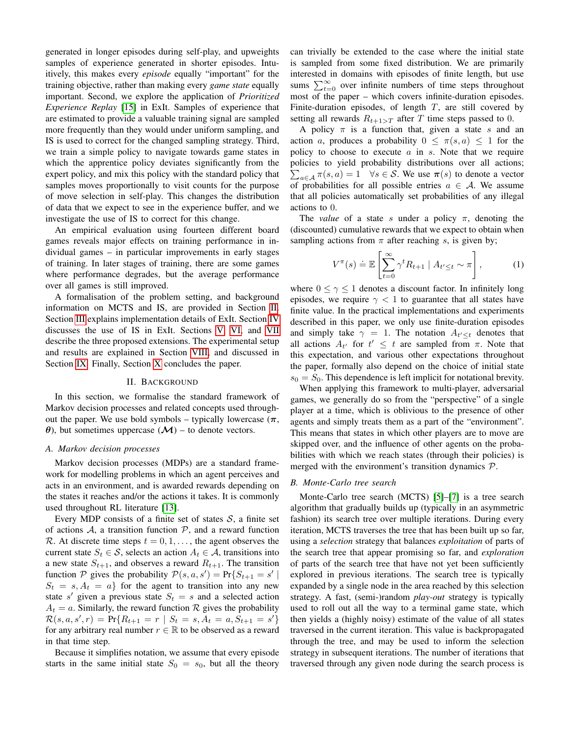generated in longer episodes during self-play, and upweights samples of experience generated in shorter episodes. Intuitively, this makes every *episode* equally "important" for the training objective, rather than making every *game state* equally important. Second, we explore the application of *Prioritized Experience Replay* [15] in ExIt. Samples of experience that are estimated to provide a valuable training signal are sampled more frequently than they would under uniform sampling, and IS is used to correct for the changed sampling strategy. Third, we train a simple policy to navigate towards game states in which the apprentice policy deviates significantly from the expert policy, and mix this policy with the standard policy that samples moves proportionally to visit counts for the purpose of move selection in self-play. This changes the distribution of data that we expect to see in the experience buffer, and we investigate the use of IS to correct for this change.

An empirical evaluation using fourteen different board games reveals major effects on training performance in individual games – in particular improvements in early stages of training. In later stages of training, there are some games where performance degrades, but the average performance over all games is still improved.

A formalisation of the problem setting, and background information on MCTS and IS, are provided in Section II. Section III explains implementation details of ExIt. Section IV discusses the use of IS in ExIt. Sections V, VI, and VII describe the three proposed extensions. The experimental setup and results are explained in Section VIII, and discussed in Section IX. Finally, Section X concludes the paper.

## II. Background

In this section, we formalise the standard framework of Markov decision processes and related concepts used throughout the paper. We use bold symbols – typically lowercase ($\boldsymbol{\pi}$, $\boldsymbol{\theta}$), but sometimes uppercase ($\boldsymbol{\mathcal{M}}$) – to denote vectors.

### A. Markov decision processes

Markov decision processes (MDPs) are a standard framework for modelling problems in which an agent perceives and acts in an environment, and is awarded rewards depending on the states it reaches and/or the actions it takes. It is commonly used throughout RL literature [13].

Every MDP consists of a finite set of states $\mathcal{S}$, a finite set of actions $\mathcal{A}$, a transition function $\mathcal{P}$, and a reward function $\mathcal{R}$. At discrete time steps $t = 0, 1, \dots$, the agent observes the current state $S_t \in \mathcal{S}$, selects an action $A_t \in \mathcal{A}$, transitions into a new state $S_{t+1}$, and observes a reward $R_{t+1}$. The transition function $\mathcal{P}$ gives the probability $\mathcal{P}(s, a, s') = \Pr\{S_{t+1} = s' \mid S_t = s, A_t = a\}$ for the agent to transition into any new state $s'$ given a previous state $S_t = s$ and a selected action $A_t = a$. Similarly, the reward function $\mathcal{R}$ gives the probability $\mathcal{R}(s, a, s', r) = \Pr\{R_{t+1} = r \mid S_t = s, A_t = a, S_{t+1} = s'\}$ for any arbitrary real number $r \in \mathbb{R}$ to be observed as a reward in that time step.

Because it simplifies notation, we assume that every episode starts in the same initial state $S_0 = s_0$, but all the theory can trivially be extended to the case where the initial state is sampled from some fixed distribution. We are primarily interested in domains with episodes of finite length, but use sums $\sum_{t=0}^{\infty}$ over infinite numbers of time steps throughout most of the paper – which covers infinite-duration episodes. Finite-duration episodes, of length $T$, are still covered by setting all rewards $R_{t+1>T}$ after $T$ time steps passed to 0.

A policy $\pi$ is a function that, given a state $s$ and an action $a$, produces a probability $0 \leq \pi(s, a) \leq 1$ for the policy to choose to execute $a$ in $s$. Note that we require policies to yield probability distributions over all actions; $\sum_{a \in \mathcal{A}} \pi(s, a) = 1 \quad \forall s \in \mathcal{S}$. We use $\boldsymbol{\pi}(s)$ to denote a vector of probabilities for all possible entries $a \in \mathcal{A}$. We assume that all policies automatically set probabilities of any illegal actions to 0.

The *value* of a state $s$ under a policy $\pi$, denoting the (discounted) cumulative rewards that we expect to obtain when sampling actions from $\pi$ after reaching $s$, is given by;

$$V^{\pi}(s) \doteq \mathbb{E}\left[\sum_{t=0}^{\infty} \gamma^t R_{t+1} \mid A_{t' \leq t} \sim \pi\right], \tag{1}$$

where $0 \leq \gamma \leq 1$ denotes a discount factor. In infinitely long episodes, we require $\gamma < 1$ to guarantee that all states have finite value. In the practical implementations and experiments described in this paper, we only use finite-duration episodes and simply take $\gamma = 1$. The notation $A_{t' \leq t}$ denotes that all actions $A_{t'}$ for $t' \leq t$ are sampled from $\pi$. Note that this expectation, and various other expectations throughout the paper, formally also depend on the choice of initial state $s_0 = S_0$. This dependence is left implicit for notational brevity.

When applying this framework to multi-player, adversarial games, we generally do so from the "perspective" of a single player at a time, which is oblivious to the presence of other agents and simply treats them as a part of the "environment". This means that states in which other players are to move are skipped over, and the influence of other agents on the probabilities with which we reach states (through their policies) is merged with the environment's transition dynamics $\mathcal{P}$.

### B. Monte-Carlo tree search

Monte-Carlo tree search (MCTS) [5]–[7] is a tree search algorithm that gradually builds up (typically in an asymmetric fashion) its search tree over multiple iterations. During every iteration, MCTS traverses the tree that has been built up so far, using a *selection* strategy that balances *exploitation* of parts of the search tree that appear promising so far, and *exploration* of parts of the search tree that have not yet been sufficiently explored in previous iterations. The search tree is typically expanded by a single node in the area reached by this selection strategy. A fast, (semi-)random *play-out* strategy is typically used to roll out all the way to a terminal game state, which then yields a (highly noisy) estimate of the value of all states traversed in the current iteration. This value is backpropagated through the tree, and may be used to inform the selection strategy in subsequent iterations. The number of iterations that traversed through any given node during the search process is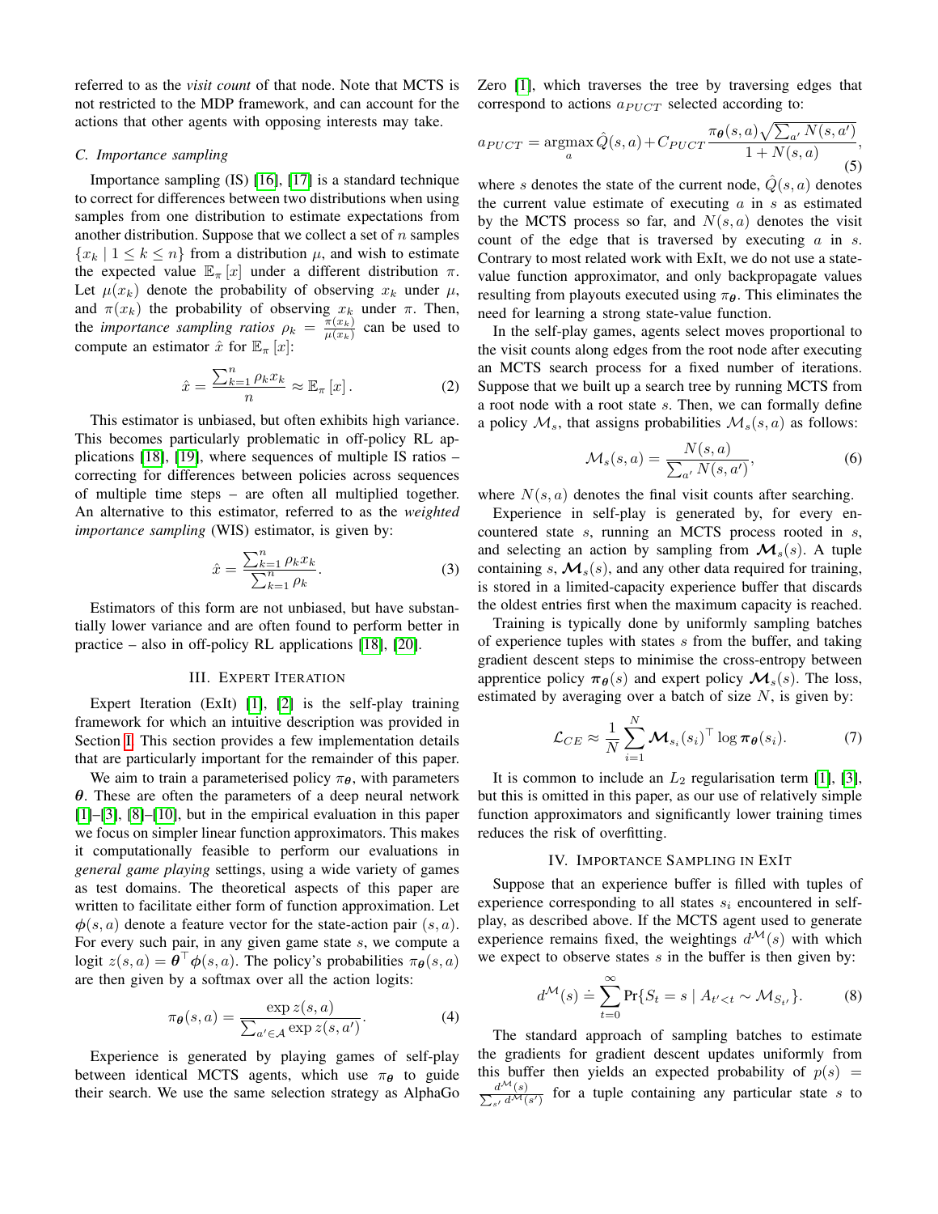referred to as the *visit count* of that node. Note that MCTS is not restricted to the MDP framework, and can account for the actions that other agents with opposing interests may take.

### C. Importance sampling

Importance sampling (IS) [16], [17] is a standard technique to correct for differences between two distributions when using samples from one distribution to estimate expectations from another distribution. Suppose that we collect a set of $n$ samples $\{x_k \mid 1 \leq k \leq n\}$ from a distribution $\mu$, and wish to estimate the expected value $\mathbb{E}_\pi [x]$ under a different distribution $\pi$. Let $\mu(x_k)$ denote the probability of observing $x_k$ under $\mu$, and $\pi(x_k)$ the probability of observing $x_k$ under $\pi$. Then, the *importance sampling ratios* $\rho_k = \frac{\pi(x_k)}{\mu(x_k)}$ can be used to compute an estimator $\hat{x}$ for $\mathbb{E}_\pi [x]$:

$$\hat{x} = \frac{\sum_{k=1}^{n} \rho_k x_k}{n} \approx \mathbb{E}_\pi [x]. \tag{2}$$

This estimator is unbiased, but often exhibits high variance. This becomes particularly problematic in off-policy RL applications [18], [19], where sequences of multiple IS ratios – correcting for differences between policies across sequences of multiple time steps – are often all multiplied together. An alternative to this estimator, referred to as the *weighted importance sampling* (WIS) estimator, is given by:

$$\hat{x} = \frac{\sum_{k=1}^{n} \rho_k x_k}{\sum_{k=1}^{n} \rho_k}. \tag{3}$$

Estimators of this form are not unbiased, but have substantially lower variance and are often found to perform better in practice – also in off-policy RL applications [18], [20].

## III. Expert Iteration

Expert Iteration (ExIt) [1], [2] is the self-play training framework for which an intuitive description was provided in Section I. This section provides a few implementation details that are particularly important for the remainder of this paper.

We aim to train a parameterised policy $\pi_{\boldsymbol{\theta}}$, with parameters $\boldsymbol{\theta}$. These are often the parameters of a deep neural network [1]–[3], [8]–[10], but in the empirical evaluation in this paper we focus on simpler linear function approximators. This makes it computationally feasible to perform our evaluations in *general game playing* settings, using a wide variety of games as test domains. The theoretical aspects of this paper are written to facilitate either form of function approximation. Let $\boldsymbol{\phi}(s, a)$ denote a feature vector for the state-action pair $(s, a)$. For every such pair, in any given game state $s$, we compute a logit $z(s, a) = \boldsymbol{\theta}^\top \boldsymbol{\phi}(s, a)$. The policy's probabilities $\pi_{\boldsymbol{\theta}}(s, a)$ are then given by a softmax over all the action logits:

$$\pi_{\boldsymbol{\theta}}(s, a) = \frac{\exp z(s, a)}{\sum_{a' \in \mathcal{A}} \exp z(s, a')}. \tag{4}$$

Experience is generated by playing games of self-play between identical MCTS agents, which use $\pi_{\boldsymbol{\theta}}$ to guide their search. We use the same selection strategy as AlphaGo Zero [1], which traverses the tree by traversing edges that correspond to actions $a_{PUCT}$ selected according to:

$$a_{PUCT} = \operatorname*{argmax}_a \hat{Q}(s, a) + C_{PUCT} \frac{\pi_{\boldsymbol{\theta}}(s, a) \sqrt{\sum_{a'} N(s, a')}}{1 + N(s, a)}, \tag{5}$$

where $s$ denotes the state of the current node, $\hat{Q}(s, a)$ denotes the current value estimate of executing $a$ in $s$ as estimated by the MCTS process so far, and $N(s, a)$ denotes the visit count of the edge that is traversed by executing $a$ in $s$. Contrary to most related work with ExIt, we do not use a state-value function approximator, and only backpropagate values resulting from playouts executed using $\pi_{\boldsymbol{\theta}}$. This eliminates the need for learning a strong state-value function.

In the self-play games, agents select moves proportional to the visit counts along edges from the root node after executing an MCTS search process for a fixed number of iterations. Suppose that we built up a search tree by running MCTS from a root node with a root state $s$. Then, we can formally define a policy $\mathcal{M}_s$, that assigns probabilities $\mathcal{M}_s(s, a)$ as follows:

$$\mathcal{M}_s(s, a) = \frac{N(s, a)}{\sum_{a'} N(s, a')}, \tag{6}$$

where $N(s, a)$ denotes the final visit counts after searching.

Experience in self-play is generated by, for every encountered state $s$, running an MCTS process rooted in $s$, and selecting an action by sampling from $\boldsymbol{\mathcal{M}}_s(s)$. A tuple containing $s$, $\boldsymbol{\mathcal{M}}_s(s)$, and any other data required for training, is stored in a limited-capacity experience buffer that discards the oldest entries first when the maximum capacity is reached.

Training is typically done by uniformly sampling batches of experience tuples with states $s$ from the buffer, and taking gradient descent steps to minimise the cross-entropy between apprentice policy $\boldsymbol{\pi}_{\boldsymbol{\theta}}(s)$ and expert policy $\boldsymbol{\mathcal{M}}_s(s)$. The loss, estimated by averaging over a batch of size $N$, is given by:

$$\mathcal{L}_{CE} \approx \frac{1}{N} \sum_{i=1}^{N} \boldsymbol{\mathcal{M}}_{s_i}(s_i)^\top \log \boldsymbol{\pi}_{\boldsymbol{\theta}}(s_i). \tag{7}$$

It is common to include an $L_2$ regularisation term [1], [3], but this is omitted in this paper, as our use of relatively simple function approximators and significantly lower training times reduces the risk of overfitting.

## IV. Importance Sampling in ExIt

Suppose that an experience buffer is filled with tuples of experience corresponding to all states $s_i$ encountered in self-play, as described above. If the MCTS agent used to generate experience remains fixed, the weightings $d^{\mathcal{M}}(s)$ with which we expect to observe states $s$ in the buffer is then given by:

$$d^{\mathcal{M}}(s) \doteq \sum_{t=0}^{\infty} \Pr\{S_t = s \mid A_{t'<t} \sim \mathcal{M}_{S_{t'}}\}. \tag{8}$$

The standard approach of sampling batches to estimate the gradients for gradient descent updates uniformly from this buffer then yields an expected probability of $p(s) = \frac{d^{\mathcal{M}}(s)}{\sum_{s'} d^{\mathcal{M}}(s')}$ for a tuple containing any particular state $s$ to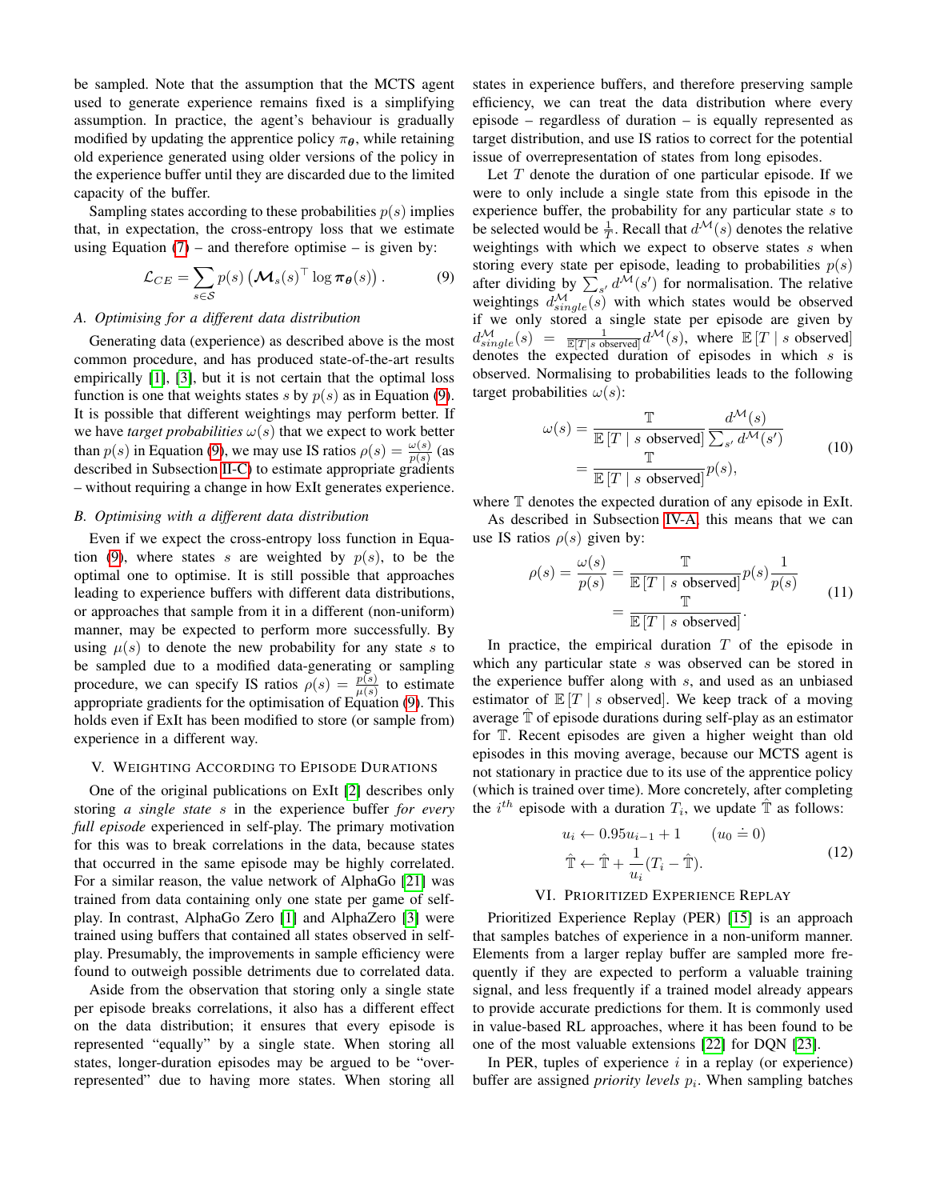be sampled. Note that the assumption that the MCTS agent used to generate experience remains fixed is a simplifying assumption. In practice, the agent's behaviour is gradually modified by updating the apprentice policy $\pi_{\boldsymbol{\theta}}$, while retaining old experience generated using older versions of the policy in the experience buffer until they are discarded due to the limited capacity of the buffer.

Sampling states according to these probabilities $p(s)$ implies that, in expectation, the cross-entropy loss that we estimate using Equation (7) – and therefore optimise – is given by:

$$\mathcal{L}_{CE} = \sum_{s \in \mathcal{S}} p(s) \left( \boldsymbol{\mathcal{M}}_s(s)^\top \log \boldsymbol{\pi}_{\boldsymbol{\theta}}(s) \right). \tag{9}$$

### A. Optimising for a different data distribution

Generating data (experience) as described above is the most common procedure, and has produced state-of-the-art results empirically [1], [3], but it is not certain that the optimal loss function is one that weights states $s$ by $p(s)$ as in Equation (9). It is possible that different weightings may perform better. If we have *target probabilities* $\omega(s)$ that we expect to work better than $p(s)$ in Equation (9), we may use IS ratios $\rho(s) = \frac{\omega(s)}{p(s)}$ (as described in Subsection II-C) to estimate appropriate gradients – without requiring a change in how ExIt generates experience.

### B. Optimising with a different data distribution

Even if we expect the cross-entropy loss function in Equation (9), where states $s$ are weighted by $p(s)$, to be the optimal one to optimise. It is still possible that approaches leading to experience buffers with different data distributions, or approaches that sample from it in a different (non-uniform) manner, may be expected to perform more successfully. By using $\mu(s)$ to denote the new probability for any state $s$ to be sampled due to a modified data-generating or sampling procedure, we can specify IS ratios $\rho(s) = \frac{p(s)}{\mu(s)}$ to estimate appropriate gradients for the optimisation of Equation (9). This holds even if ExIt has been modified to store (or sample from) experience in a different way.

## V. Weighting According to Episode Durations

One of the original publications on ExIt [2] describes only storing *a single state* $s$ in the experience buffer *for every full episode* experienced in self-play. The primary motivation for this was to break correlations in the data, because states that occurred in the same episode may be highly correlated. For a similar reason, the value network of AlphaGo [21] was trained from data containing only one state per game of self-play. In contrast, AlphaGo Zero [1] and AlphaZero [3] were trained using buffers that contained all states observed in self-play. Presumably, the improvements in sample efficiency were found to outweigh possible detriments due to correlated data.

Aside from the observation that storing only a single state per episode breaks correlations, it also has a different effect on the data distribution; it ensures that every episode is represented "equally" by a single state. When storing all states, longer-duration episodes may be argued to be "over-represented" due to having more states. When storing all states in experience buffers, and therefore preserving sample efficiency, we can treat the data distribution where every episode – regardless of duration – is equally represented as target distribution, and use IS ratios to correct for the potential issue of overrepresentation of states from long episodes.

Let $T$ denote the duration of one particular episode. If we were to only include a single state from this episode in the experience buffer, the probability for any particular state $s$ to be selected would be $\frac{1}{T}$. Recall that $d^{\mathcal{M}}(s)$ denotes the relative weightings with which we expect to observe states $s$ when storing every state per episode, leading to probabilities $p(s)$ after dividing by $\sum_{s'} d^{\mathcal{M}}(s')$ for normalisation. The relative weightings $d^{\mathcal{M}}_{single}(s)$ with which states would be observed if we only stored a single state per episode are given by $d^{\mathcal{M}}_{single}(s) = \frac{1}{\mathbb{E}[T \mid s \text{ observed}]} d^{\mathcal{M}}(s)$, where $\mathbb{E}[T \mid s \text{ observed}]$ denotes the expected duration of episodes in which $s$ is observed. Normalising to probabilities leads to the following target probabilities $\omega(s)$:

$$\begin{aligned} \omega(s) &= \frac{\mathbb{T}}{\mathbb{E}[T \mid s \text{ observed}]} \frac{d^{\mathcal{M}}(s)}{\sum_{s'} d^{\mathcal{M}}(s')} \\ &= \frac{\mathbb{T}}{\mathbb{E}[T \mid s \text{ observed}]} p(s), \end{aligned} \tag{10}$$

where $\mathbb{T}$ denotes the expected duration of any episode in ExIt.

As described in Subsection IV-A, this means that we can use IS ratios $\rho(s)$ given by:

$$\begin{aligned} \rho(s) = \frac{\omega(s)}{p(s)} &= \frac{\mathbb{T}}{\mathbb{E}[T \mid s \text{ observed}]} p(s) \frac{1}{p(s)} \\ &= \frac{\mathbb{T}}{\mathbb{E}[T \mid s \text{ observed}]}. \end{aligned} \tag{11}$$

In practice, the empirical duration $T$ of the episode in which any particular state $s$ was observed can be stored in the experience buffer along with $s$, and used as an unbiased estimator of $\mathbb{E}[T \mid s \text{ observed}]$. We keep track of a moving average $\hat{\mathbb{T}}$ of episode durations during self-play as an estimator for $\mathbb{T}$. Recent episodes are given a higher weight than old episodes in this moving average, because our MCTS agent is not stationary in practice due to its use of the apprentice policy (which is trained over time). More concretely, after completing the $i^{th}$ episode with a duration $T_i$, we update $\hat{\mathbb{T}}$ as follows:

$$\begin{aligned} u_i &\leftarrow 0.95 u_{i-1} + 1 \qquad (u_0 \doteq 0) \\ \hat{\mathbb{T}} &\leftarrow \hat{\mathbb{T}} + \frac{1}{u_i}(T_i - \hat{\mathbb{T}}). \end{aligned} \tag{12}$$

## VI. Prioritized Experience Replay

Prioritized Experience Replay (PER) [15] is an approach that samples batches of experience in a non-uniform manner. Elements from a larger replay buffer are sampled more frequently if they are expected to perform a valuable training signal, and less frequently if a trained model already appears to provide accurate predictions for them. It is commonly used in value-based RL approaches, where it has been found to be one of the most valuable extensions [22] for DQN [23].

In PER, tuples of experience $i$ in a replay (or experience) buffer are assigned *priority levels* $p_i$. When sampling batches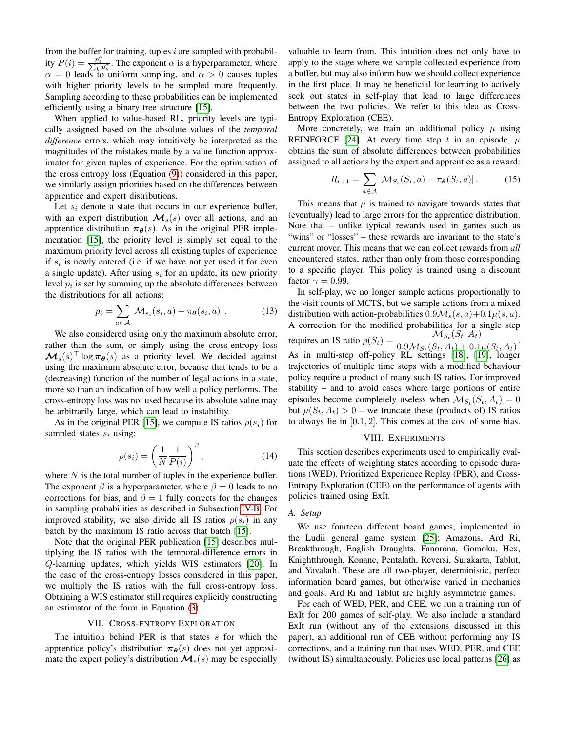from the buffer for training, tuples $i$ are sampled with probability $P(i) = \frac{p_i^\alpha}{\sum_k p_k^\alpha}$. The exponent $\alpha$ is a hyperparameter, where $\alpha = 0$ leads to uniform sampling, and $\alpha > 0$ causes tuples with higher priority levels to be sampled more frequently. Sampling according to these probabilities can be implemented efficiently using a binary tree structure [15].

When applied to value-based RL, priority levels are typically assigned based on the absolute values of the *temporal difference* errors, which may intuitively be interpreted as the magnitudes of the mistakes made by a value function approximator for given tuples of experience. For the optimisation of the cross entropy loss (Equation (9)) considered in this paper, we similarly assign priorities based on the differences between apprentice and expert distributions.

Let $s_i$ denote a state that occurs in our experience buffer, with an expert distribution $\boldsymbol{\mathcal{M}}_s(s)$ over all actions, and an apprentice distribution $\boldsymbol{\pi_\theta}(s)$. As in the original PER implementation [15], the priority level is simply set equal to the maximum priority level across all existing tuples of experience if $s_i$ is newly entered (i.e. if we have not yet used it for even a single update). After using $s_i$ for an update, its new priority level $p_i$ is set by summing up the absolute differences between the distributions for all actions:

$$p_i = \sum_{a \in \mathcal{A}} \left| \mathcal{M}_{s_i}(s_i, a) - \pi_{\boldsymbol{\theta}}(s_i, a) \right|. \tag{13}$$

We also considered using only the maximum absolute error, rather than the sum, or simply using the cross-entropy loss $\boldsymbol{\mathcal{M}}_s(s)^\top \log \boldsymbol{\pi_\theta}(s)$ as a priority level. We decided against using the maximum absolute error, because that tends to be a (decreasing) function of the number of legal actions in a state, more so than an indication of how well a policy performs. The cross-entropy loss was not used because its absolute value may be arbitrarily large, which can lead to instability.

As in the original PER [15], we compute IS ratios $\rho(s_i)$ for sampled states $s_i$ using:

$$\rho(s_i) = \left( \frac{1}{N} \frac{1}{P(i)} \right)^\beta, \tag{14}$$

where $N$ is the total number of tuples in the experience buffer. The exponent $\beta$ is a hyperparameter, where $\beta = 0$ leads to no corrections for bias, and $\beta = 1$ fully corrects for the changes in sampling probabilities as described in Subsection IV-B. For improved stability, we also divide all IS ratios $\rho(s_i)$ in any batch by the maximum IS ratio across that batch [15].

Note that the original PER publication [15] describes multiplying the IS ratios with the temporal-difference errors in $Q$-learning updates, which yields WIS estimators [20]. In the case of the cross-entropy losses considered in this paper, we multiply the IS ratios with the full cross-entropy loss. Obtaining a WIS estimator still requires explicitly constructing an estimator of the form in Equation (3).

## VII. Cross-entropy Exploration

The intuition behind PER is that states $s$ for which the apprentice policy's distribution $\boldsymbol{\pi_\theta}(s)$ does not yet approximate the expert policy's distribution $\boldsymbol{\mathcal{M}}_s(s)$ may be especially valuable to learn from. This intuition does not only have to apply to the stage where we sample collected experience from a buffer, but may also inform how we should collect experience in the first place. It may be beneficial for learning to actively seek out states in self-play that lead to large differences between the two policies. We refer to this idea as Cross-Entropy Exploration (CEE).

More concretely, we train an additional policy $\mu$ using REINFORCE [24]. At every time step $t$ in an episode, $\mu$ obtains the sum of absolute differences between probabilities assigned to all actions by the expert and apprentice as a reward:

$$R_{t+1} = \sum_{a \in \mathcal{A}} \left| \mathcal{M}_{S_t}(S_t, a) - \pi_{\boldsymbol{\theta}}(S_t, a) \right|. \tag{15}$$

This means that $\mu$ is trained to navigate towards states that (eventually) lead to large errors for the apprentice distribution. Note that – unlike typical rewards used in games such as "wins" or "losses" – these rewards are invariant to the state's current mover. This means that we can collect rewards from *all* encountered states, rather than only from those corresponding to a specific player. This policy is trained using a discount factor $\gamma = 0.99$.

In self-play, we no longer sample actions proportionally to the visit counts of MCTS, but we sample actions from a mixed distribution with action-probabilities $0.9\mathcal{M}_s(s, a) + 0.1\mu(s, a)$. A correction for the modified probabilities for a single step requires an IS ratio $\rho(S_t) = \frac{\mathcal{M}_{S_t}(S_t, A_t)}{0.9\mathcal{M}_{S_t}(S_t, A_t) + 0.1\mu(S_t, A_t)}$. As in multi-step off-policy RL settings [18], [19], longer trajectories of multiple time steps with a modified behaviour policy require a product of many such IS ratios. For improved stability – and to avoid cases where large portions of entire episodes become completely useless when $\mathcal{M}_{S_t}(S_t, A_t) = 0$ but $\mu(S_t, A_t) > 0$ – we truncate these (products of) IS ratios to always lie in $[0.1, 2]$. This comes at the cost of some bias.

## VIII. Experiments

This section describes experiments used to empirically evaluate the effects of weighting states according to episode durations (WED), Prioritized Experience Replay (PER), and Cross-Entropy Exploration (CEE) on the performance of agents with policies trained using ExIt.

### A. Setup

We use fourteen different board games, implemented in the Ludii general game system [25]; Amazons, Ard Ri, Breakthrough, English Draughts, Fanorona, Gomoku, Hex, Knightthrough, Konane, Pentalath, Reversi, Surakarta, Tablut, and Yavalath. These are all two-player, deterministic, perfect information board games, but otherwise varied in mechanics and goals. Ard Ri and Tablut are highly asymmetric games.

For each of WED, PER, and CEE, we run a training run of ExIt for 200 games of self-play. We also include a standard ExIt run (without any of the extensions discussed in this paper), an additional run of CEE without performing any IS corrections, and a training run that uses WED, PER, and CEE (without IS) simultaneously. Policies use local patterns [26] as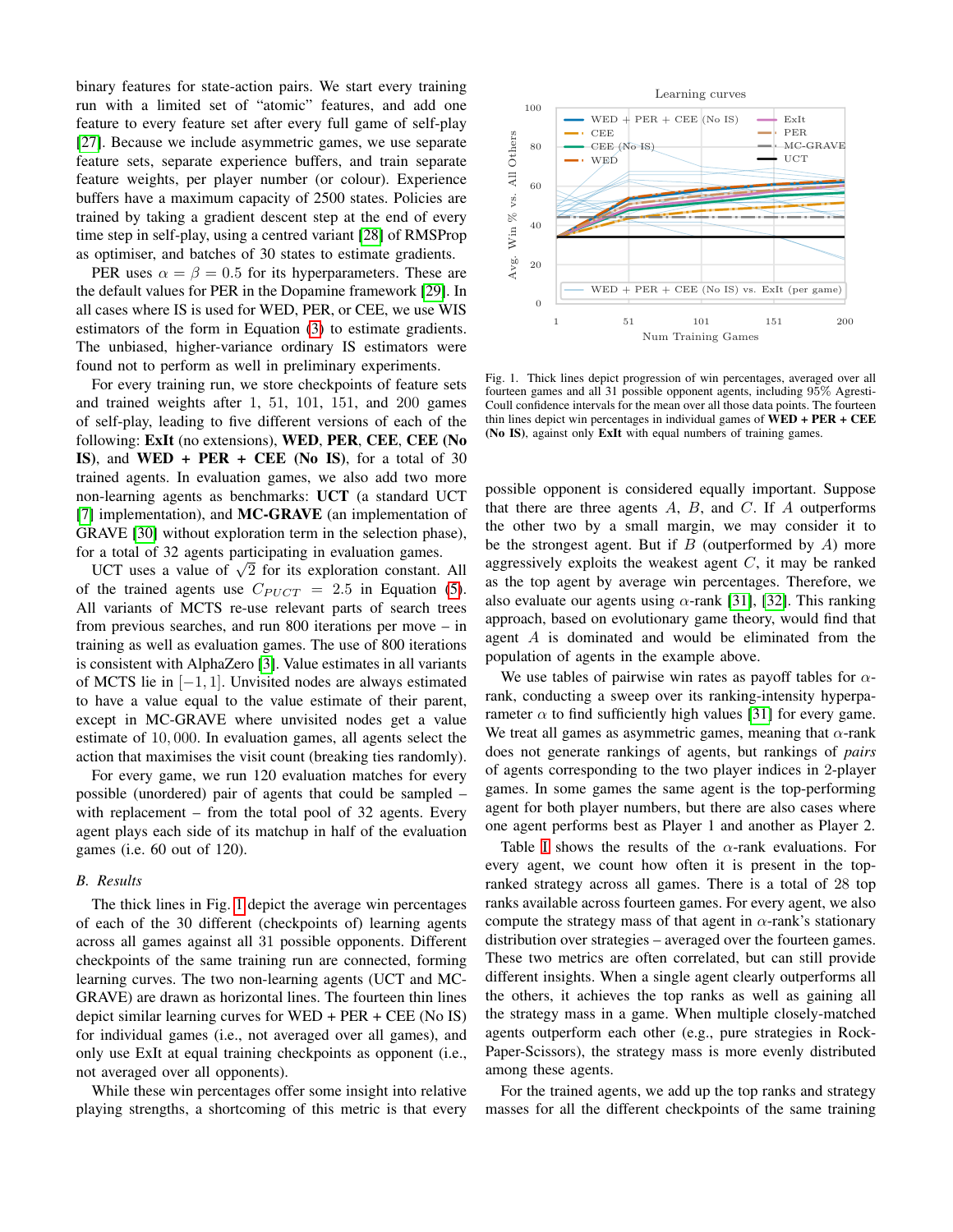binary features for state-action pairs. We start every training run with a limited set of "atomic" features, and add one feature to every feature set after every full game of self-play [27]. Because we include asymmetric games, we use separate feature sets, separate experience buffers, and train separate feature weights, per player number (or colour). Experience buffers have a maximum capacity of 2500 states. Policies are trained by taking a gradient descent step at the end of every time step in self-play, using a centred variant [28] of RMSProp as optimiser, and batches of 30 states to estimate gradients.

PER uses $\alpha = \beta = 0.5$ for its hyperparameters. These are the default values for PER in the Dopamine framework [29]. In all cases where IS is used for WED, PER, or CEE, we use WIS estimators of the form in Equation (3) to estimate gradients. The unbiased, higher-variance ordinary IS estimators were found not to perform as well in preliminary experiments.

For every training run, we store checkpoints of feature sets and trained weights after 1, 51, 101, 151, and 200 games of self-play, leading to five different versions of each of the following: **ExIt** (no extensions), **WED**, **PER**, **CEE**, **CEE (No IS)**, and **WED + PER + CEE (No IS)**, for a total of 30 trained agents. In evaluation games, we also add two more non-learning agents as benchmarks: **UCT** (a standard UCT [7] implementation), and **MC-GRAVE** (an implementation of GRAVE [30] without exploration term in the selection phase), for a total of 32 agents participating in evaluation games.

UCT uses a value of $\sqrt{2}$ for its exploration constant. All of the trained agents use $C_{PUCT} = 2.5$ in Equation (5). All variants of MCTS re-use relevant parts of search trees from previous searches, and run 800 iterations per move – in training as well as evaluation games. The use of 800 iterations is consistent with AlphaZero [3]. Value estimates in all variants of MCTS lie in $[-1, 1]$. Unvisited nodes are always estimated to have a value equal to the value estimate of their parent, except in MC-GRAVE where unvisited nodes get a value estimate of $10,000$. In evaluation games, all agents select the action that maximises the visit count (breaking ties randomly).

For every game, we run 120 evaluation matches for every possible (unordered) pair of agents that could be sampled – with replacement – from the total pool of 32 agents. Every agent plays each side of its matchup in half of the evaluation games (i.e. 60 out of 120).

### B. Results

The thick lines in Fig. 1 depict the average win percentages of each of the 30 different (checkpoints of) learning agents across all games against all 31 possible opponents. Different checkpoints of the same training run are connected, forming learning curves. The two non-learning agents (UCT and MC-GRAVE) are drawn as horizontal lines. The fourteen thin lines depict similar learning curves for WED + PER + CEE (No IS) for individual games (i.e., not averaged over all games), and only use ExIt at equal training checkpoints as opponent (i.e., not averaged over all opponents).

While these win percentages offer some insight into relative playing strengths, a shortcoming of this metric is that every possible opponent is considered equally important. Suppose that there are three agents $A$, $B$, and $C$. If $A$ outperforms the other two by a small margin, we may consider it to be the strongest agent. But if $B$ (outperformed by $A$) more aggressively exploits the weakest agent $C$, it may be ranked as the top agent by average win percentages. Therefore, we also evaluate our agents using $\alpha$-rank [31], [32]. This ranking approach, based on evolutionary game theory, would find that agent $A$ is dominated and would be eliminated from the population of agents in the example above.

Fig. 1. Thick lines depict progression of win percentages, averaged over all fourteen games and all 31 possible opponent agents, including 95% Agresti-Coull confidence intervals for the mean over all those data points. The fourteen thin lines depict win percentages in individual games of **WED + PER + CEE (No IS)**, against only **ExIt** with equal numbers of training games.

We use tables of pairwise win rates as payoff tables for $\alpha$-rank, conducting a sweep over its ranking-intensity hyperparameter $\alpha$ to find sufficiently high values [31] for every game. We treat all games as asymmetric games, meaning that $\alpha$-rank does not generate rankings of agents, but rankings of *pairs* of agents corresponding to the two player indices in 2-player games. In some games the same agent is the top-performing agent for both player numbers, but there are also cases where one agent performs best as Player 1 and another as Player 2.

Table I shows the results of the $\alpha$-rank evaluations. For every agent, we count how often it is present in the top-ranked strategy across all games. There is a total of 28 top ranks available across fourteen games. For every agent, we also compute the strategy mass of that agent in $\alpha$-rank's stationary distribution over strategies – averaged over the fourteen games. These two metrics are often correlated, but can still provide different insights. When a single agent clearly outperforms all the others, it takes the top ranks as well as gaining all the strategy mass in a game. When multiple closely-matched agents outperform each other (e.g., pure strategies in Rock-Paper-Scissors), the strategy mass is more evenly distributed among these agents.

For the trained agents, we add up the top ranks and strategy masses for all the different checkpoints of the same training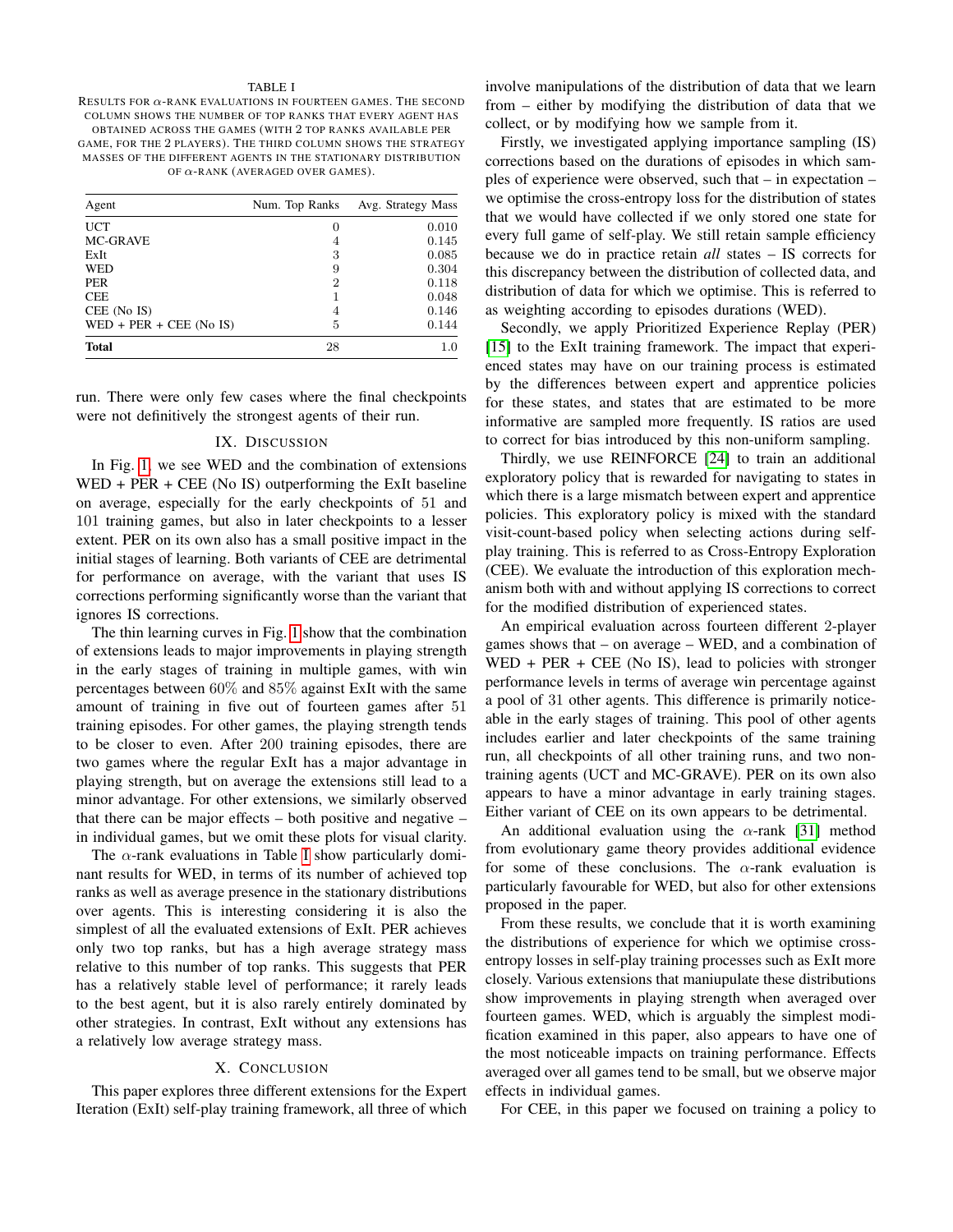TABLE I

RESULTS FOR $\alpha$-RANK EVALUATIONS IN FOURTEEN GAMES. THE SECOND COLUMN SHOWS THE NUMBER OF TOP RANKS THAT EVERY AGENT HAS OBTAINED ACROSS THE GAMES (WITH 2 TOP RANKS AVAILABLE PER GAME, FOR THE 2 PLAYERS). THE THIRD COLUMN SHOWS THE STRATEGY MASSES OF THE DIFFERENT AGENTS IN THE STATIONARY DISTRIBUTION OF $\alpha$-RANK (AVERAGED OVER GAMES).

| Agent | Num. Top Ranks | Avg. Strategy Mass |
|---|---|---|
| UCT | 0 | 0.010 |
| MC-GRAVE | 4 | 0.145 |
| ExIt | 3 | 0.085 |
| WED | 9 | 0.304 |
| PER | 2 | 0.118 |
| CEE | 1 | 0.048 |
| CEE (No IS) | 4 | 0.146 |
| WED + PER + CEE (No IS) | 5 | 0.144 |
| **Total** | 28 | 1.0 |

run. There were only few cases where the final checkpoints were not definitively the strongest agents of their run.

## IX. Discussion

In Fig. 1, we see WED and the combination of extensions WED + PER + CEE (No IS) outperforming the ExIt baseline on average, especially for the early checkpoints of $51$ and $101$ training games, but also in later checkpoints to a lesser extent. PER on its own also has a small positive impact in the initial stages of learning. Both variants of CEE are detrimental for performance on average, with the variant that uses IS corrections performing significantly worse than the variant that ignores IS corrections.

The thin learning curves in Fig. 1 show that the combination of extensions leads to major improvements in playing strength in the early stages of training in multiple games, with win percentages between $60\%$ and $85\%$ against ExIt with the same amount of training in five out of fourteen games after $51$ training episodes. For other games, the playing strength tends to be closer to even. After $200$ training episodes, there are two games where the regular ExIt has a major advantage in playing strength, but on average the extensions still lead to a minor advantage. For other extensions, we similarly observed that there can be major effects – both positive and negative – in individual games, but we omit these plots for visual clarity.

The $\alpha$-rank evaluations in Table I show particularly dominant results for WED, in terms of its number of achieved top ranks as well as average presence in the stationary distributions over agents. This is interesting considering it is also the simplest of all the evaluated extensions of ExIt. PER achieves only two top ranks, but has a high average strategy mass relative to this number of top ranks. This suggests that PER has a relatively stable level of performance; it rarely leads to the best agent, but it is also rarely entirely dominated by other strategies. In contrast, ExIt without any extensions has a relatively low average strategy mass.

## X. Conclusion

This paper explores three different extensions for the Expert Iteration (ExIt) self-play training framework, all three of which involve manipulations of the distribution of data that we learn from – either by modifying the distribution of data that we collect, or by modifying how we sample from it.

Firstly, we investigated applying importance sampling (IS) corrections based on the durations of episodes in which samples of experience were observed, such that – in expectation – we optimise the cross-entropy loss for the distribution of states that we would have collected if we only stored one state for every full game of self-play. We still retain sample efficiency because we do in practice retain *all* states – IS corrects for this discrepancy between the distribution of collected data, and distribution of data for which we optimise. This is referred to as weighting according to episodes durations (WED).

Secondly, we apply Prioritized Experience Replay (PER) [15] to the ExIt training framework. The impact that experienced states may have on our training process is estimated by the differences between expert and apprentice policies for these states, and states that are estimated to be more informative are sampled more frequently. IS ratios are used to correct for bias introduced by this non-uniform sampling.

Thirdly, we use REINFORCE [24] to train an additional exploratory policy that is rewarded for navigating to states in which there is a large mismatch between expert and apprentice policies. This exploratory policy is mixed with the standard visit-count-based policy when selecting actions during self-play training. This is referred to as Cross-Entropy Exploration (CEE). We evaluate the introduction of this exploration mechanism both with and without applying IS corrections to correct for the modified distribution of experienced states.

An empirical evaluation across fourteen different 2-player games shows that – on average – WED, and a combination of WED + PER + CEE (No IS), lead to policies with stronger performance levels in terms of average win percentage against a pool of 31 other agents. This difference is primarily noticeable in the early stages of training. This pool of other agents includes earlier and later checkpoints of the same training run, all checkpoints of all other training runs, and two non-training agents (UCT and MC-GRAVE). PER on its own also appears to have a minor advantage in early training stages. Either variant of CEE on its own appears to be detrimental.

An additional evaluation using the $\alpha$-rank [31] method from evolutionary game theory provides additional evidence for some of these conclusions. The $\alpha$-rank evaluation is particularly favourable for WED, but also for other extensions proposed in the paper.

From these results, we conclude that it is worth examining the distributions of experience for which we optimise cross-entropy losses in self-play training processes such as ExIt more closely. Various extensions that maniupulate these distributions show improvements in playing strength when averaged over fourteen games. WED, which is arguably the simplest modification examined in this paper, also appears to have one of the most noticeable impacts on training performance. Effects averaged over all games tend to be small, but we observe major effects in individual games.

For CEE, in this paper we focused on training a policy to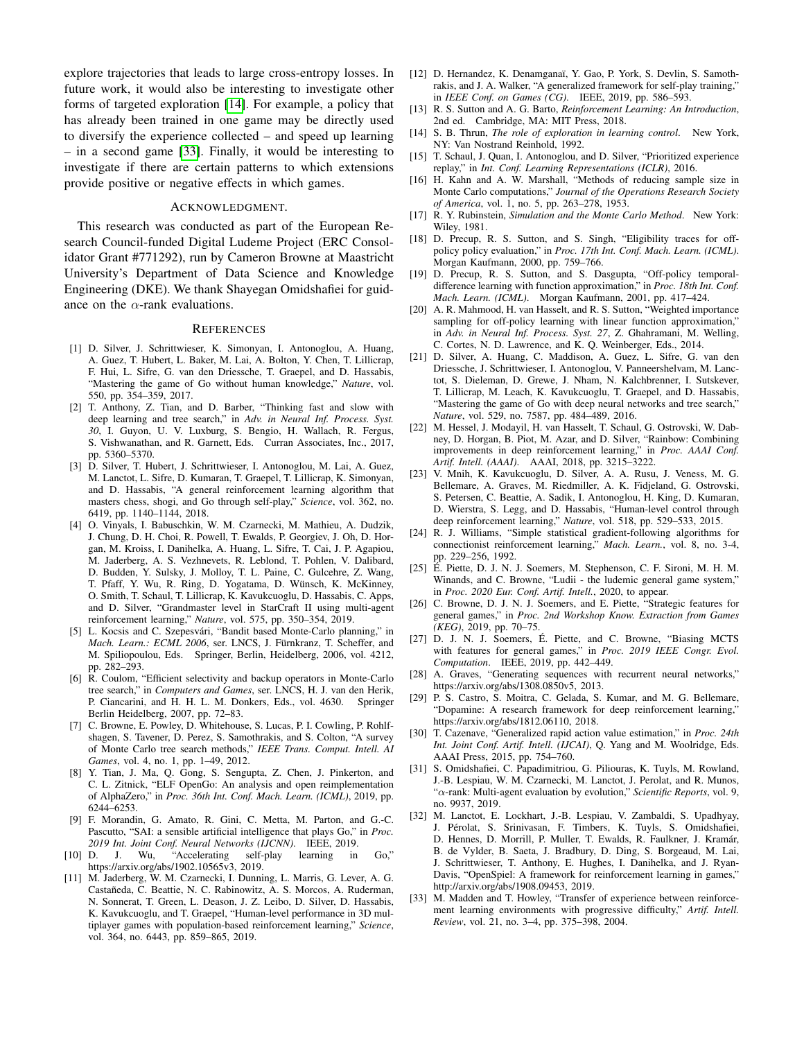explore trajectories that leads to large cross-entropy losses. In future work, it would also be interesting to investigate other forms of targeted exploration [14]. For example, a policy that has already been trained in one game may be directly used to diversify the experience collected – and speed up learning – in a second game [33]. Finally, it would be interesting to investigate if there are certain patterns to which extensions provide positive or negative effects in which games.

## Acknowledgment.

This research was conducted as part of the European Research Council-funded Digital Ludeme Project (ERC Consolidator Grant #771292), run by Cameron Browne at Maastricht University's Department of Data Science and Knowledge Engineering (DKE). We thank Shayegan Omidshafiei for guidance on the $\alpha$-rank evaluations.

## References

[1] D. Silver, J. Schrittwieser, K. Simonyan, I. Antonoglou, A. Huang, A. Guez, T. Hubert, L. Baker, M. Lai, A. Bolton, Y. Chen, T. Lillicrap, F. Hui, L. Sifre, G. van den Driessche, T. Graepel, and D. Hassabis, "Mastering the game of Go without human knowledge," *Nature*, vol. 550, pp. 354–359, 2017.

[2] T. Anthony, Z. Tian, and D. Barber, "Thinking fast and slow with deep learning and tree search," in *Adv. in Neural Inf. Process. Syst. 30*, I. Guyon, U. V. Luxburg, S. Bengio, H. Wallach, R. Fergus, S. Vishwanathan, and R. Garnett, Eds. Curran Associates, Inc., 2017, pp. 5360–5370.

[3] D. Silver, T. Hubert, J. Schrittwieser, I. Antonoglou, M. Lai, A. Guez, M. Lanctot, L. Sifre, D. Kumaran, T. Graepel, T. Lillicrap, K. Simonyan, and D. Hassabis, "A general reinforcement learning algorithm that masters chess, shogi, and Go through self-play," *Science*, vol. 362, no. 6419, pp. 1140–1144, 2018.

[4] O. Vinyals, I. Babuschkin, W. M. Czarnecki, M. Mathieu, A. Dudzik, J. Chung, D. H. Choi, R. Powell, T. Ewalds, P. Georgiev, J. Oh, D. Horgan, M. Kroiss, I. Danihelka, A. Huang, L. Sifre, T. Cai, J. P. Agapiou, M. Jaderberg, A. S. Vezhnevets, R. Leblond, T. Pohlen, V. Dalibard, D. Budden, Y. Sulsky, J. Molloy, T. L. Paine, C. Gulcehre, Z. Wang, T. Pfaff, Y. Wu, R. Ring, D. Yogatama, D. Wünsch, K. McKinney, O. Smith, T. Schaul, T. Lillicrap, K. Kavukcuoglu, D. Hassabis, C. Apps, and D. Silver, "Grandmaster level in StarCraft II using multi-agent reinforcement learning," *Nature*, vol. 575, pp. 350–354, 2019.

[5] L. Kocsis and C. Szepesvári, "Bandit based Monte-Carlo planning," in *Mach. Learn.: ECML 2006*, ser. LNCS, J. Fürnkranz, T. Scheffer, and M. Spiliopoulou, Eds. Springer, Berlin, Heidelberg, 2006, vol. 4212, pp. 282–293.

[6] R. Coulom, "Efficient selectivity and backup operators in Monte-Carlo tree search," in *Computers and Games*, ser. LNCS, H. J. van den Herik, P. Ciancarini, and H. H. L. M. Donkers, Eds., vol. 4630. Springer Berlin Heidelberg, 2007, pp. 72–83.

[7] C. Browne, E. Powley, D. Whitehouse, S. Lucas, P. I. Cowling, P. Rohlfshagen, S. Tavener, D. Perez, S. Samothrakis, and S. Colton, "A survey of Monte Carlo tree search methods," *IEEE Trans. Comput. Intell. AI Games*, vol. 4, no. 1, pp. 1–49, 2012.

[8] Y. Tian, J. Ma, Q. Gong, S. Sengupta, Z. Chen, J. Pinkerton, and C. L. Zitnick, "ELF OpenGo: An analysis and open reimplementation of AlphaZero," in *Proc. 36th Int. Conf. Mach. Learn. (ICML)*, 2019, pp. 6244–6253.

[9] F. Morandin, G. Amato, R. Gini, C. Metta, M. Parton, and G.-C. Pascutto, "SAI: a sensible artificial intelligence that plays Go," in *Proc. 2019 Int. Joint Conf. Neural Networks (IJCNN)*. IEEE, 2019.

[10] D. J. Wu, "Accelerating self-play learning in Go," https://arxiv.org/abs/1902.10565v3, 2019.

[11] M. Jaderberg, W. M. Czarnecki, I. Dunning, L. Marris, G. Lever, A. G. Castañeda, C. Beattie, N. C. Rabinowitz, A. S. Morcos, A. Ruderman, N. Sonnerat, T. Green, L. Deason, J. Z. Leibo, D. Silver, D. Hassabis, K. Kavukcuoglu, and T. Graepel, "Human-level performance in 3D multiplayer games with population-based reinforcement learning," *Science*, vol. 364, no. 6443, pp. 859–865, 2019.

[12] D. Hernandez, K. Denamganaï, Y. Gao, P. York, S. Devlin, S. Samothrakis, and J. A. Walker, "A generalized framework for self-play training," in *IEEE Conf. on Games (CG)*. IEEE, 2019, pp. 586–593.

[13] R. S. Sutton and A. G. Barto, *Reinforcement Learning: An Introduction*, 2nd ed. Cambridge, MA: MIT Press, 2018.

[14] S. B. Thrun, *The role of exploration in learning control*. New York, NY: Van Nostrand Reinhold, 1992.

[15] T. Schaul, J. Quan, I. Antonoglou, and D. Silver, "Prioritized experience replay," in *Int. Conf. Learning Representations (ICLR)*, 2016.

[16] H. Kahn and A. W. Marshall, "Methods of reducing sample size in Monte Carlo computations," *Journal of the Operations Research Society of America*, vol. 1, no. 5, pp. 263–278, 1953.

[17] R. Y. Rubinstein, *Simulation and the Monte Carlo Method*. New York: Wiley, 1981.

[18] D. Precup, R. S. Sutton, and S. Singh, "Eligibility traces for off-policy policy evaluation," in *Proc. 17th Int. Conf. Mach. Learn. (ICML)*. Morgan Kaufmann, 2000, pp. 759–766.

[19] D. Precup, R. S. Sutton, and S. Dasgupta, "Off-policy temporal-difference learning with function approximation," in *Proc. 18th Int. Conf. Mach. Learn. (ICML)*. Morgan Kaufmann, 2001, pp. 417–424.

[20] A. R. Mahmood, H. van Hasselt, and R. S. Sutton, "Weighted importance sampling for off-policy learning with linear function approximation," in *Adv. in Neural Inf. Process. Syst. 27*, Z. Ghahramani, M. Welling, C. Cortes, N. D. Lawrence, and K. Q. Weinberger, Eds., 2014.

[21] D. Silver, A. Huang, C. Maddison, A. Guez, L. Sifre, G. van den Driessche, J. Schrittwieser, I. Antonoglou, V. Panneershelvam, M. Lanctot, S. Dieleman, D. Grewe, J. Nham, N. Kalchbrenner, I. Sutskever, T. Lillicrap, M. Leach, K. Kavukcuoglu, T. Graepel, and D. Hassabis, "Mastering the game of Go with deep neural networks and tree search," *Nature*, vol. 529, no. 7587, pp. 484–489, 2016.

[22] M. Hessel, J. Modayil, H. van Hasselt, T. Schaul, G. Ostrovski, W. Dabney, D. Horgan, B. Piot, M. Azar, and D. Silver, "Rainbow: Combining improvements in deep reinforcement learning," in *Proc. AAAI Conf. Artif. Intell. (AAAI)*. AAAI, 2018, pp. 3215–3222.

[23] V. Mnih, K. Kavukcuoglu, D. Silver, A. A. Rusu, J. Veness, M. G. Bellemare, A. Graves, M. Riedmiller, A. K. Fidjeland, G. Ostrovski, S. Petersen, C. Beattie, A. Sadik, I. Antonoglou, H. King, D. Kumaran, D. Wierstra, S. Legg, and D. Hassabis, "Human-level control through deep reinforcement learning," *Nature*, vol. 518, pp. 529–533, 2015.

[24] R. J. Williams, "Simple statistical gradient-following algorithms for connectionist reinforcement learning," *Mach. Learn.*, vol. 8, no. 3-4, pp. 229–256, 1992.

[25] É. Piette, D. J. N. J. Soemers, M. Stephenson, C. F. Sironi, M. H. M. Winands, and C. Browne, "Ludii - the ludemic general game system," in *Proc. 2020 Eur. Conf. Artif. Intell.*, 2020, to appear.

[26] C. Browne, D. J. N. J. Soemers, and E. Piette, "Strategic features for general games," in *Proc. 2nd Workshop Know. Extraction from Games (KEG)*, 2019, pp. 70–75.

[27] D. J. N. J. Soemers, É. Piette, and C. Browne, "Biasing MCTS with features for general games," in *Proc. 2019 IEEE Congr. Evol. Computation*. IEEE, 2019, pp. 442–449.

[28] A. Graves, "Generating sequences with recurrent neural networks," https://arxiv.org/abs/1308.0850v5, 2013.

[29] P. S. Castro, S. Moitra, C. Gelada, S. Kumar, and M. G. Bellemare, "Dopamine: A research framework for deep reinforcement learning," https://arxiv.org/abs/1812.06110, 2018.

[30] T. Cazenave, "Generalized rapid action value estimation," in *Proc. 24th Int. Joint Conf. Artif. Intell. (IJCAI)*, Q. Yang and M. Woolridge, Eds. AAAI Press, 2015, pp. 754–760.

[31] S. Omidshafiei, C. Papadimitriou, G. Piliouras, K. Tuyls, M. Rowland, J.-B. Lespiau, W. M. Czarnecki, M. Lanctot, J. Perolat, and R. Munos, "$\alpha$-rank: Multi-agent evaluation by evolution," *Scientific Reports*, vol. 9, no. 9937, 2019.

[32] M. Lanctot, E. Lockhart, J.-B. Lespiau, V. Zambaldi, S. Upadhyay, J. Pérolat, S. Srinivasan, F. Timbers, K. Tuyls, S. Omidshafiei, D. Hennes, D. Morrill, P. Muller, T. Ewalds, R. Faulkner, J. Kramár, B. de Vylder, B. Saeta, J. Bradbury, D. Ding, S. Borgeaud, M. Lai, J. Schrittwieser, T. Anthony, E. Hughes, I. Danihelka, and J. Ryan-Davis, "OpenSpiel: A framework for reinforcement learning in games," http://arxiv.org/abs/1908.09453, 2019.

[33] M. Madden and T. Howley, "Transfer of experience between reinforcement learning environments with progressive difficulty," *Artif. Intell. Review*, vol. 21, no. 3–4, pp. 375–398, 2004.